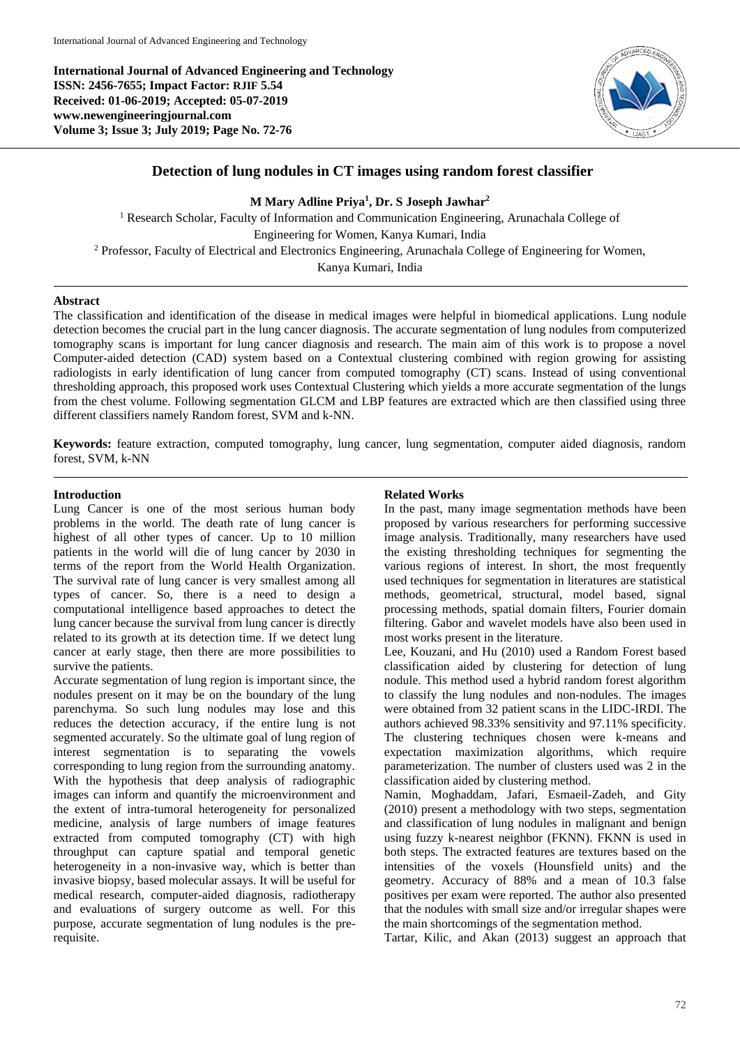**International Journal of Advanced Engineering and Technology**
**ISSN: 2456-7655; Impact Factor: RJIF 5.54**
**Received: 01-06-2019; Accepted: 05-07-2019**
**www.newengineeringjournal.com**
**Volume 3; Issue 3; July 2019; Page No. 72-76**

# Detection of lung nodules in CT images using random forest classifier

**M Mary Adline Priya[1], Dr. S Joseph Jawhar[2]**

[1] Research Scholar, Faculty of Information and Communication Engineering, Arunachala College of Engineering for Women, Kanya Kumari, India

[2] Professor, Faculty of Electrical and Electronics Engineering, Arunachala College of Engineering for Women, Kanya Kumari, India

## Abstract

The classification and identification of the disease in medical images were helpful in biomedical applications. Lung nodule detection becomes the crucial part in the lung cancer diagnosis. The accurate segmentation of lung nodules from computerized tomography scans is important for lung cancer diagnosis and research. The main aim of this work is to propose a novel Computer-aided detection (CAD) system based on a Contextual clustering combined with region growing for assisting radiologists in early identification of lung cancer from computed tomography (CT) scans. Instead of using conventional thresholding approach, this proposed work uses Contextual Clustering which yields a more accurate segmentation of the lungs from the chest volume. Following segmentation GLCM and LBP features are extracted which are then classified using three different classifiers namely Random forest, SVM and k-NN.

**Keywords:** feature extraction, computed tomography, lung cancer, lung segmentation, computer aided diagnosis, random forest, SVM, k-NN

## Introduction

Lung Cancer is one of the most serious human body problems in the world. The death rate of lung cancer is highest of all other types of cancer. Up to 10 million patients in the world will die of lung cancer by 2030 in terms of the report from the World Health Organization. The survival rate of lung cancer is very smallest among all types of cancer. So, there is a need to design a computational intelligence based approaches to detect the lung cancer because the survival from lung cancer is directly related to its growth at its detection time. If we detect lung cancer at early stage, then there are more possibilities to survive the patients.

Accurate segmentation of lung region is important since, the nodules present on it may be on the boundary of the lung parenchyma. So such lung nodules may lose and this reduces the detection accuracy, if the entire lung is not segmented accurately. So the ultimate goal of lung region of interest segmentation is to separating the vowels corresponding to lung region from the surrounding anatomy. With the hypothesis that deep analysis of radiographic images can inform and quantify the microenvironment and the extent of intra-tumoral heterogeneity for personalized medicine, analysis of large numbers of image features extracted from computed tomography (CT) with high throughput can capture spatial and temporal genetic heterogeneity in a non-invasive way, which is better than invasive biopsy, based molecular assays. It will be useful for medical research, computer-aided diagnosis, radiotherapy and evaluations of surgery outcome as well. For this purpose, accurate segmentation of lung nodules is the pre-requisite.

## Related Works

In the past, many image segmentation methods have been proposed by various researchers for performing successive image analysis. Traditionally, many researchers have used the existing thresholding techniques for segmenting the various regions of interest. In short, the most frequently used techniques for segmentation in literatures are statistical methods, geometrical, structural, model based, signal processing methods, spatial domain filters, Fourier domain filtering. Gabor and wavelet models have also been used in most works present in the literature.

Lee, Kouzani, and Hu (2010) used a Random Forest based classification aided by clustering for detection of lung nodule. This method used a hybrid random forest algorithm to classify the lung nodules and non-nodules. The images were obtained from 32 patient scans in the LIDC-IRDI. The authors achieved 98.33% sensitivity and 97.11% specificity. The clustering techniques chosen were k-means and expectation maximization algorithms, which require parameterization. The number of clusters used was 2 in the classification aided by clustering method.

Namin, Moghaddam, Jafari, Esmaeil-Zadeh, and Gity (2010) present a methodology with two steps, segmentation and classification of lung nodules in malignant and benign using fuzzy k-nearest neighbor (FKNN). FKNN is used in both steps. The extracted features are textures based on the intensities of the voxels (Hounsfield units) and the geometry. Accuracy of 88% and a mean of 10.3 false positives per exam were reported. The author also presented that the nodules with small size and/or irregular shapes were the main shortcomings of the segmentation method.

Tartar, Kilic, and Akan (2013) suggest an approach that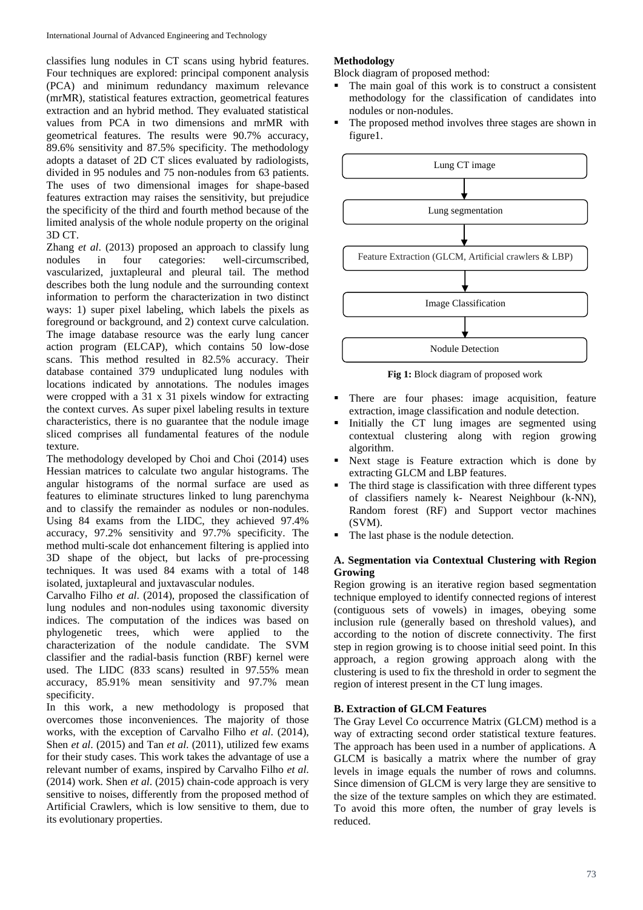classifies lung nodules in CT scans using hybrid features. Four techniques are explored: principal component analysis (PCA) and minimum redundancy maximum relevance (mrMR), statistical features extraction, geometrical features extraction and an hybrid method. They evaluated statistical values from PCA in two dimensions and mrMR with geometrical features. The results were 90.7% accuracy, 89.6% sensitivity and 87.5% specificity. The methodology adopts a dataset of 2D CT slices evaluated by radiologists, divided in 95 nodules and 75 non-nodules from 63 patients. The uses of two dimensional images for shape-based features extraction may raises the sensitivity, but prejudice the specificity of the third and fourth method because of the limited analysis of the whole nodule property on the original 3D CT.

Zhang *et al*. (2013) proposed an approach to classify lung nodules in four categories: well-circumscribed, vascularized, juxtapleural and pleural tail. The method describes both the lung nodule and the surrounding context information to perform the characterization in two distinct ways: 1) super pixel labeling, which labels the pixels as foreground or background, and 2) context curve calculation. The image database resource was the early lung cancer action program (ELCAP), which contains 50 low-dose scans. This method resulted in 82.5% accuracy. Their database contained 379 unduplicated lung nodules with locations indicated by annotations. The nodules images were cropped with a 31 x 31 pixels window for extracting the context curves. As super pixel labeling results in texture characteristics, there is no guarantee that the nodule image sliced comprises all fundamental features of the nodule texture.

The methodology developed by Choi and Choi (2014) uses Hessian matrices to calculate two angular histograms. The angular histograms of the normal surface are used as features to eliminate structures linked to lung parenchyma and to classify the remainder as nodules or non-nodules. Using 84 exams from the LIDC, they achieved 97.4% accuracy, 97.2% sensitivity and 97.7% specificity. The method multi-scale dot enhancement filtering is applied into 3D shape of the object, but lacks of pre-processing techniques. It was used 84 exams with a total of 148 isolated, juxtapleural and juxtavascular nodules.

Carvalho Filho *et al*. (2014), proposed the classification of lung nodules and non-nodules using taxonomic diversity indices. The computation of the indices was based on phylogenetic trees, which were applied to the characterization of the nodule candidate. The SVM classifier and the radial-basis function (RBF) kernel were used. The LIDC (833 scans) resulted in 97.55% mean accuracy, 85.91% mean sensitivity and 97.7% mean specificity.

In this work, a new methodology is proposed that overcomes those inconveniences. The majority of those works, with the exception of Carvalho Filho *et al*. (2014), Shen *et al*. (2015) and Tan *et al*. (2011), utilized few exams for their study cases. This work takes the advantage of use a relevant number of exams, inspired by Carvalho Filho *et al*. (2014) work. Shen *et al*. (2015) chain-code approach is very sensitive to noises, differently from the proposed method of Artificial Crawlers, which is low sensitive to them, due to its evolutionary properties.

**Methodology**

Block diagram of proposed method:

- The main goal of this work is to construct a consistent methodology for the classification of candidates into nodules or non-nodules.
- The proposed method involves three stages are shown in figure1.

Lung CT image → Lung segmentation → Feature Extraction (GLCM, Artificial crawlers & LBP) → Image Classification → Nodule Detection

**Fig 1:** Block diagram of proposed work

- There are four phases: image acquisition, feature extraction, image classification and nodule detection.
- Initially the CT lung images are segmented using contextual clustering along with region growing algorithm.
- Next stage is Feature extraction which is done by extracting GLCM and LBP features.
- The third stage is classification with three different types of classifiers namely k- Nearest Neighbour (k-NN), Random forest (RF) and Support vector machines (SVM).
- The last phase is the nodule detection.

**A. Segmentation via Contextual Clustering with Region Growing**

Region growing is an iterative region based segmentation technique employed to identify connected regions of interest (contiguous sets of vowels) in images, obeying some inclusion rule (generally based on threshold values), and according to the notion of discrete connectivity. The first step in region growing is to choose initial seed point. In this approach, a region growing approach along with the clustering is used to fix the threshold in order to segment the region of interest present in the CT lung images.

**B. Extraction of GLCM Features**

The Gray Level Co occurrence Matrix (GLCM) method is a way of extracting second order statistical texture features. The approach has been used in a number of applications. A GLCM is basically a matrix where the number of gray levels in image equals the number of rows and columns. Since dimension of GLCM is very large they are sensitive to the size of the texture samples on which they are estimated. To avoid this more often, the number of gray levels is reduced.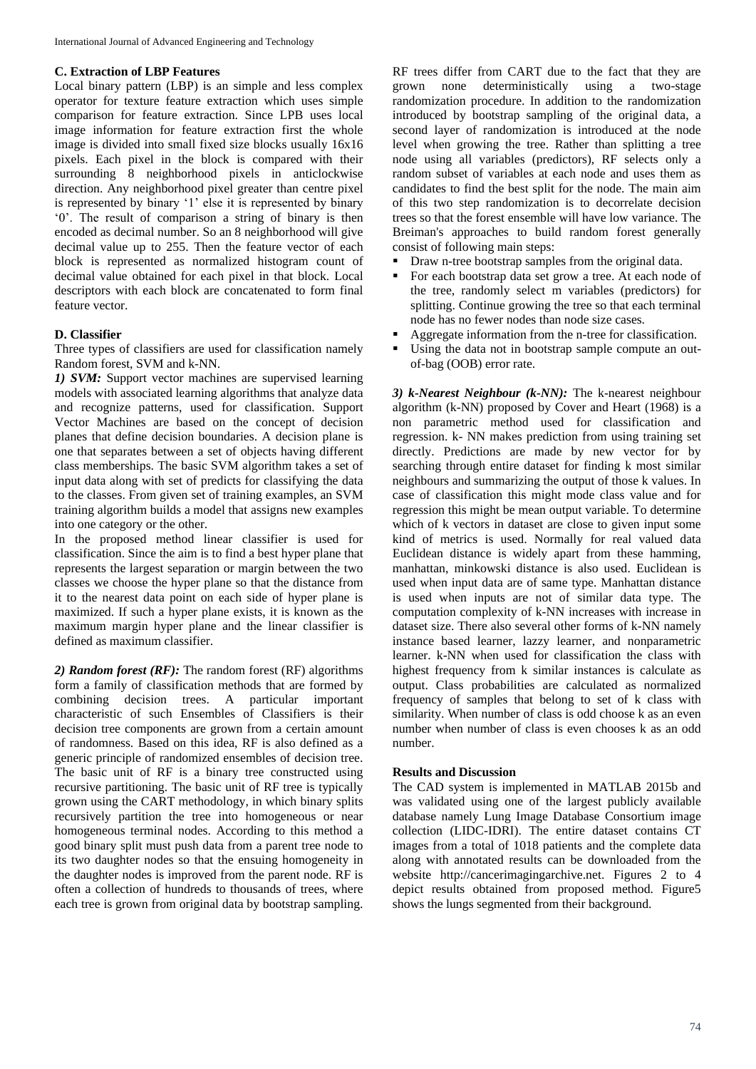### C. Extraction of LBP Features

Local binary pattern (LBP) is an simple and less complex operator for texture feature extraction which uses simple comparison for feature extraction. Since LPB uses local image information for feature extraction first the whole image is divided into small fixed size blocks usually 16x16 pixels. Each pixel in the block is compared with their surrounding 8 neighborhood pixels in anticlockwise direction. Any neighborhood pixel greater than centre pixel is represented by binary '1' else it is represented by binary '0'. The result of comparison a string of binary is then encoded as decimal number. So an 8 neighborhood will give decimal value up to 255. Then the feature vector of each block is represented as normalized histogram count of decimal value obtained for each pixel in that block. Local descriptors with each block are concatenated to form final feature vector.

### D. Classifier

Three types of classifiers are used for classification namely Random forest, SVM and k-NN.

***1) SVM:*** Support vector machines are supervised learning models with associated learning algorithms that analyze data and recognize patterns, used for classification. Support Vector Machines are based on the concept of decision planes that define decision boundaries. A decision plane is one that separates between a set of objects having different class memberships. The basic SVM algorithm takes a set of input data along with set of predicts for classifying the data to the classes. From given set of training examples, an SVM training algorithm builds a model that assigns new examples into one category or the other.

In the proposed method linear classifier is used for classification. Since the aim is to find a best hyper plane that represents the largest separation or margin between the two classes we choose the hyper plane so that the distance from it to the nearest data point on each side of hyper plane is maximized. If such a hyper plane exists, it is known as the maximum margin hyper plane and the linear classifier is defined as maximum classifier.

***2) Random forest (RF):*** The random forest (RF) algorithms form a family of classification methods that are formed by combining decision trees. A particular important characteristic of such Ensembles of Classifiers is their decision tree components are grown from a certain amount of randomness. Based on this idea, RF is also defined as a generic principle of randomized ensembles of decision tree. The basic unit of RF is a binary tree constructed using recursive partitioning. The basic unit of RF tree is typically grown using the CART methodology, in which binary splits recursively partition the tree into homogeneous or near homogeneous terminal nodes. According to this method a good binary split must push data from a parent tree node to its two daughter nodes so that the ensuing homogeneity in the daughter nodes is improved from the parent node. RF is often a collection of hundreds to thousands of trees, where each tree is grown from original data by bootstrap sampling. RF trees differ from CART due to the fact that they are grown none deterministically using a two-stage randomization procedure. In addition to the randomization introduced by bootstrap sampling of the original data, a second layer of randomization is introduced at the node level when growing the tree. Rather than splitting a tree node using all variables (predictors), RF selects only a random subset of variables at each node and uses them as candidates to find the best split for the node. The main aim of this two step randomization is to decorrelate decision trees so that the forest ensemble will have low variance. The Breiman's approaches to build random forest generally consist of following main steps:

- Draw n-tree bootstrap samples from the original data.
- For each bootstrap data set grow a tree. At each node of the tree, randomly select m variables (predictors) for splitting. Continue growing the tree so that each terminal node has no fewer nodes than node size cases.
- Aggregate information from the n-tree for classification.
- Using the data not in bootstrap sample compute an out-of-bag (OOB) error rate.

***3) k-Nearest Neighbour (k-NN):*** The k-nearest neighbour algorithm (k-NN) proposed by Cover and Heart (1968) is a non parametric method used for classification and regression. k- NN makes prediction from using training set directly. Predictions are made by new vector for by searching through entire dataset for finding k most similar neighbours and summarizing the output of those k values. In case of classification this might mode class value and for regression this might be mean output variable. To determine which of k vectors in dataset are close to given input some kind of metrics is used. Normally for real valued data Euclidean distance is widely apart from these hamming, manhattan, minkowski distance is also used. Euclidean is used when input data are of same type. Manhattan distance is used when inputs are not of similar data type. The computation complexity of k-NN increases with increase in dataset size. There also several other forms of k-NN namely instance based learner, lazzy learner, and nonparametric learner. k-NN when used for classification the class with highest frequency from k similar instances is calculate as output. Class probabilities are calculated as normalized frequency of samples that belong to set of k class with similarity. When number of class is odd choose k as an even number when number of class is even chooses k as an odd number.

### Results and Discussion

The CAD system is implemented in MATLAB 2015b and was validated using one of the largest publicly available database namely Lung Image Database Consortium image collection (LIDC-IDRI). The entire dataset contains CT images from a total of 1018 patients and the complete data along with annotated results can be downloaded from the website http://cancerimagingarchive.net. Figures 2 to 4 depict results obtained from proposed method. Figure5 shows the lungs segmented from their background.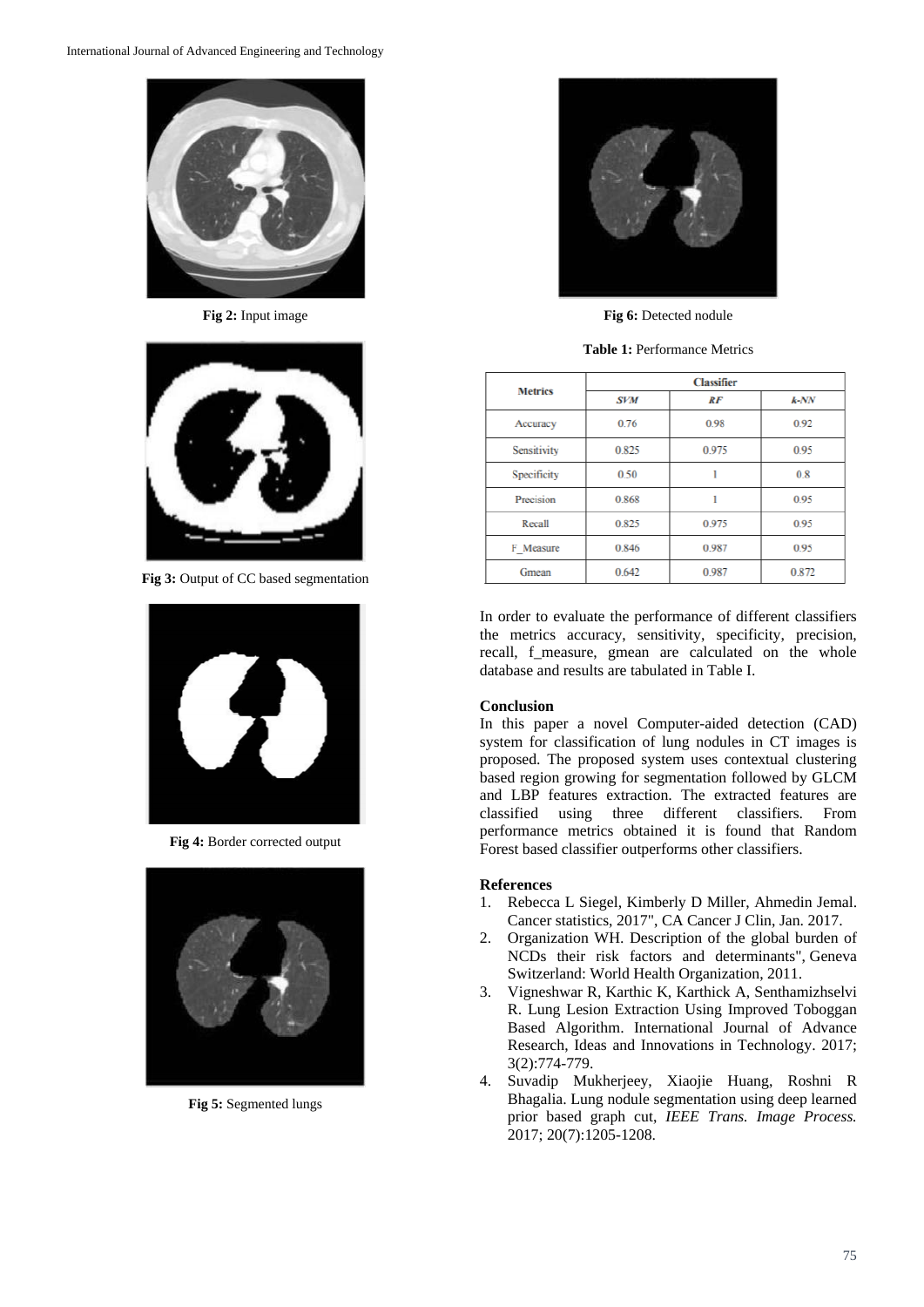Fig 2: Input image

Fig 3: Output of CC based segmentation

Fig 4: Border corrected output

Fig 5: Segmented lungs

Fig 6: Detected nodule

**Table 1:** Performance Metrics

| Metrics | Classifier | | |
|---|---|---|---|
| | *SVM* | *RF* | *k-NN* |
| Accuracy | 0.76 | 0.98 | 0.92 |
| Sensitivity | 0.825 | 0.975 | 0.95 |
| Specificity | 0.50 | 1 | 0.8 |
| Precision | 0.868 | 1 | 0.95 |
| Recall | 0.825 | 0.975 | 0.95 |
| F_Measure | 0.846 | 0.987 | 0.95 |
| Gmean | 0.642 | 0.987 | 0.872 |

In order to evaluate the performance of different classifiers the metrics accuracy, sensitivity, specificity, precision, recall, f_measure, gmean are calculated on the whole database and results are tabulated in Table I.

## Conclusion

In this paper a novel Computer-aided detection (CAD) system for classification of lung nodules in CT images is proposed. The proposed system uses contextual clustering based region growing for segmentation followed by GLCM and LBP features extraction. The extracted features are classified using three different classifiers. From performance metrics obtained it is found that Random Forest based classifier outperforms other classifiers.

## References

1. Rebecca L Siegel, Kimberly D Miller, Ahmedin Jemal. Cancer statistics, 2017", CA Cancer J Clin, Jan. 2017.
2. Organization WH. Description of the global burden of NCDs their risk factors and determinants", Geneva Switzerland: World Health Organization, 2011.
3. Vigneshwar R, Karthic K, Karthick A, Senthamizhselvi R. Lung Lesion Extraction Using Improved Toboggan Based Algorithm. International Journal of Advance Research, Ideas and Innovations in Technology. 2017; 3(2):774-779.
4. Suvadip Mukherjeey, Xiaojie Huang, Roshni R Bhagalia. Lung nodule segmentation using deep learned prior based graph cut, *IEEE Trans. Image Process.* 2017; 20(7):1205-1208.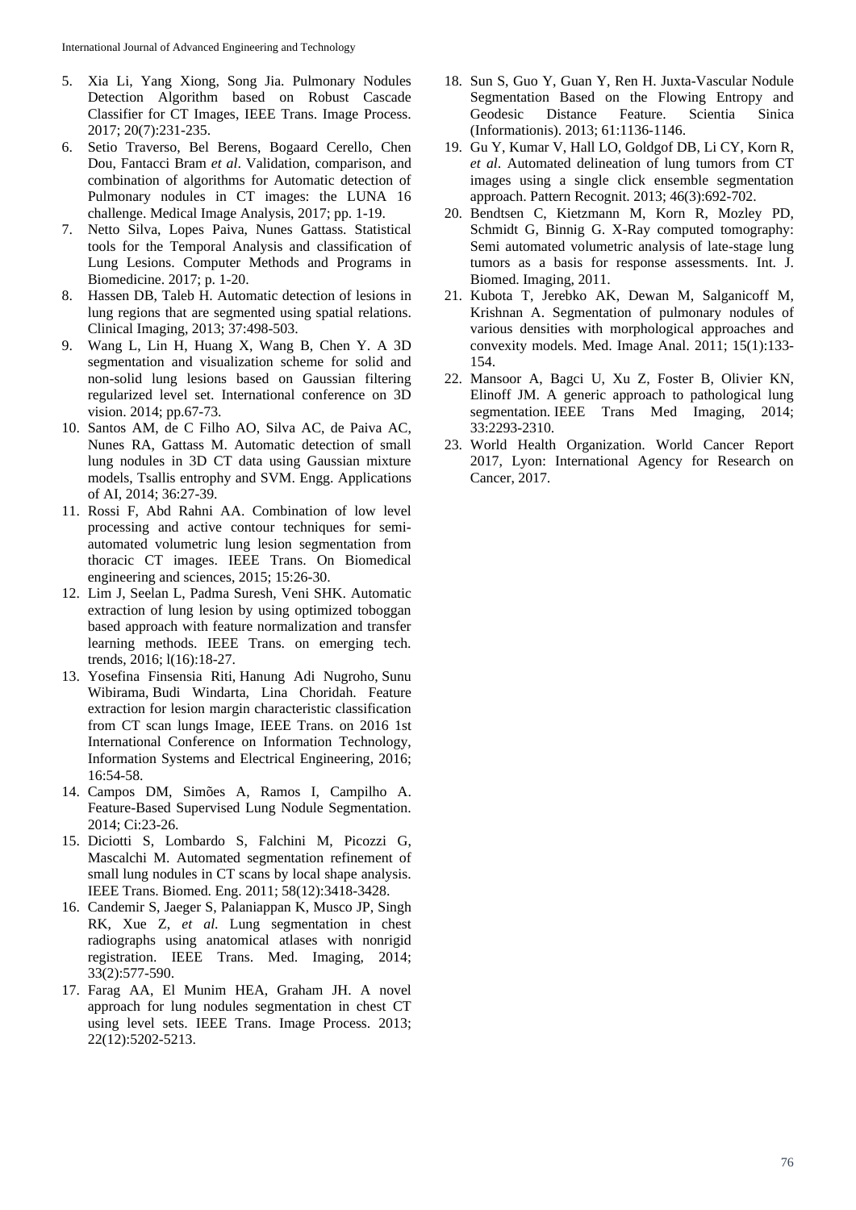5. Xia Li, Yang Xiong, Song Jia. Pulmonary Nodules Detection Algorithm based on Robust Cascade Classifier for CT Images, IEEE Trans. Image Process. 2017; 20(7):231-235.
6. Setio Traverso, Bel Berens, Bogaard Cerello, Chen Dou, Fantacci Bram *et al*. Validation, comparison, and combination of algorithms for Automatic detection of Pulmonary nodules in CT images: the LUNA 16 challenge. Medical Image Analysis, 2017; pp. 1-19.
7. Netto Silva, Lopes Paiva, Nunes Gattass. Statistical tools for the Temporal Analysis and classification of Lung Lesions. Computer Methods and Programs in Biomedicine. 2017; p. 1-20.
8. Hassen DB, Taleb H. Automatic detection of lesions in lung regions that are segmented using spatial relations. Clinical Imaging, 2013; 37:498-503.
9. Wang L, Lin H, Huang X, Wang B, Chen Y. A 3D segmentation and visualization scheme for solid and non-solid lung lesions based on Gaussian filtering regularized level set. International conference on 3D vision. 2014; pp.67-73.
10. Santos AM, de C Filho AO, Silva AC, de Paiva AC, Nunes RA, Gattass M. Automatic detection of small lung nodules in 3D CT data using Gaussian mixture models, Tsallis entropy and SVM. Engg. Applications of AI, 2014; 36:27-39.
11. Rossi F, Abd Rahni AA. Combination of low level processing and active contour techniques for semi-automated volumetric lung lesion segmentation from thoracic CT images. IEEE Trans. On Biomedical engineering and sciences, 2015; 15:26-30.
12. Lim J, Seelan L, Padma Suresh, Veni SHK. Automatic extraction of lung lesion by using optimized toboggan based approach with feature normalization and transfer learning methods. IEEE Trans. on emerging tech. trends, 2016; l(16):18-27.
13. Yosefina Finsensia Riti, Hanung Adi Nugroho, Sunu Wibirama, Budi Windarta, Lina Choridah. Feature extraction for lesion margin characteristic classification from CT scan lungs Image, IEEE Trans. on 2016 1st International Conference on Information Technology, Information Systems and Electrical Engineering, 2016; 16:54-58.
14. Campos DM, Simões A, Ramos I, Campilho A. Feature-Based Supervised Lung Nodule Segmentation. 2014; Ci:23-26.
15. Diciotti S, Lombardo S, Falchini M, Picozzi G, Mascalchi M. Automated segmentation refinement of small lung nodules in CT scans by local shape analysis. IEEE Trans. Biomed. Eng. 2011; 58(12):3418-3428.
16. Candemir S, Jaeger S, Palaniappan K, Musco JP, Singh RK, Xue Z, *et al*. Lung segmentation in chest radiographs using anatomical atlases with nonrigid registration. IEEE Trans. Med. Imaging, 2014; 33(2):577-590.
17. Farag AA, El Munim HEA, Graham JH. A novel approach for lung nodules segmentation in chest CT using level sets. IEEE Trans. Image Process. 2013; 22(12):5202-5213.
18. Sun S, Guo Y, Guan Y, Ren H. Juxta-Vascular Nodule Segmentation Based on the Flowing Entropy and Geodesic Distance Feature. Scientia Sinica (Informationis). 2013; 61:1136-1146.
19. Gu Y, Kumar V, Hall LO, Goldgof DB, Li CY, Korn R, *et al*. Automated delineation of lung tumors from CT images using a single click ensemble segmentation approach. Pattern Recognit. 2013; 46(3):692-702.
20. Bendtsen C, Kietzmann M, Korn R, Mozley PD, Schmidt G, Binnig G. X-Ray computed tomography: Semi automated volumetric analysis of late-stage lung tumors as a basis for response assessments. Int. J. Biomed. Imaging, 2011.
21. Kubota T, Jerebko AK, Dewan M, Salganicoff M, Krishnan A. Segmentation of pulmonary nodules of various densities with morphological approaches and convexity models. Med. Image Anal. 2011; 15(1):133-154.
22. Mansoor A, Bagci U, Xu Z, Foster B, Olivier KN, Elinoff JM. A generic approach to pathological lung segmentation. IEEE Trans Med Imaging, 2014; 33:2293-2310.
23. World Health Organization. World Cancer Report 2017, Lyon: International Agency for Research on Cancer, 2017.